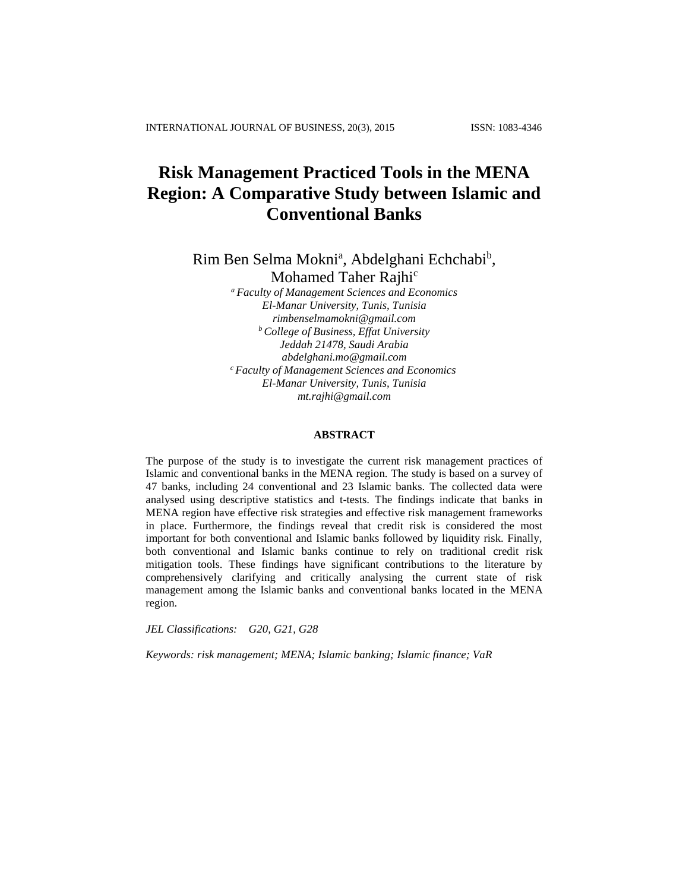# Risk Management Practiced Tools in the MENA Region: A Comparative Study between Islamic and Conventional Banks

Rim Ben Selma Mokni[a], Abdelghani Echchabi[b], Mohamed Taher Rajhi[c]

[a] *Faculty of Management Sciences and Economics*
*El-Manar University, Tunis, Tunisia*
*rimbenselmamokni@gmail.com*

[b] *College of Business, Effat University*
*Jeddah 21478, Saudi Arabia*
*abdelghani.mo@gmail.com*

[c] *Faculty of Management Sciences and Economics*
*El-Manar University, Tunis, Tunisia*
*mt.rajhi@gmail.com*

## ABSTRACT

The purpose of the study is to investigate the current risk management practices of Islamic and conventional banks in the MENA region. The study is based on a survey of 47 banks, including 24 conventional and 23 Islamic banks. The collected data were analysed using descriptive statistics and t-tests. The findings indicate that banks in MENA region have effective risk strategies and effective risk management frameworks in place. Furthermore, the findings reveal that credit risk is considered the most important for both conventional and Islamic banks followed by liquidity risk. Finally, both conventional and Islamic banks continue to rely on traditional credit risk mitigation tools. These findings have significant contributions to the literature by comprehensively clarifying and critically analysing the current state of risk management among the Islamic banks and conventional banks located in the MENA region.

*JEL Classifications:* *G20, G21, G28*

*Keywords: risk management; MENA; Islamic banking; Islamic finance; VaR*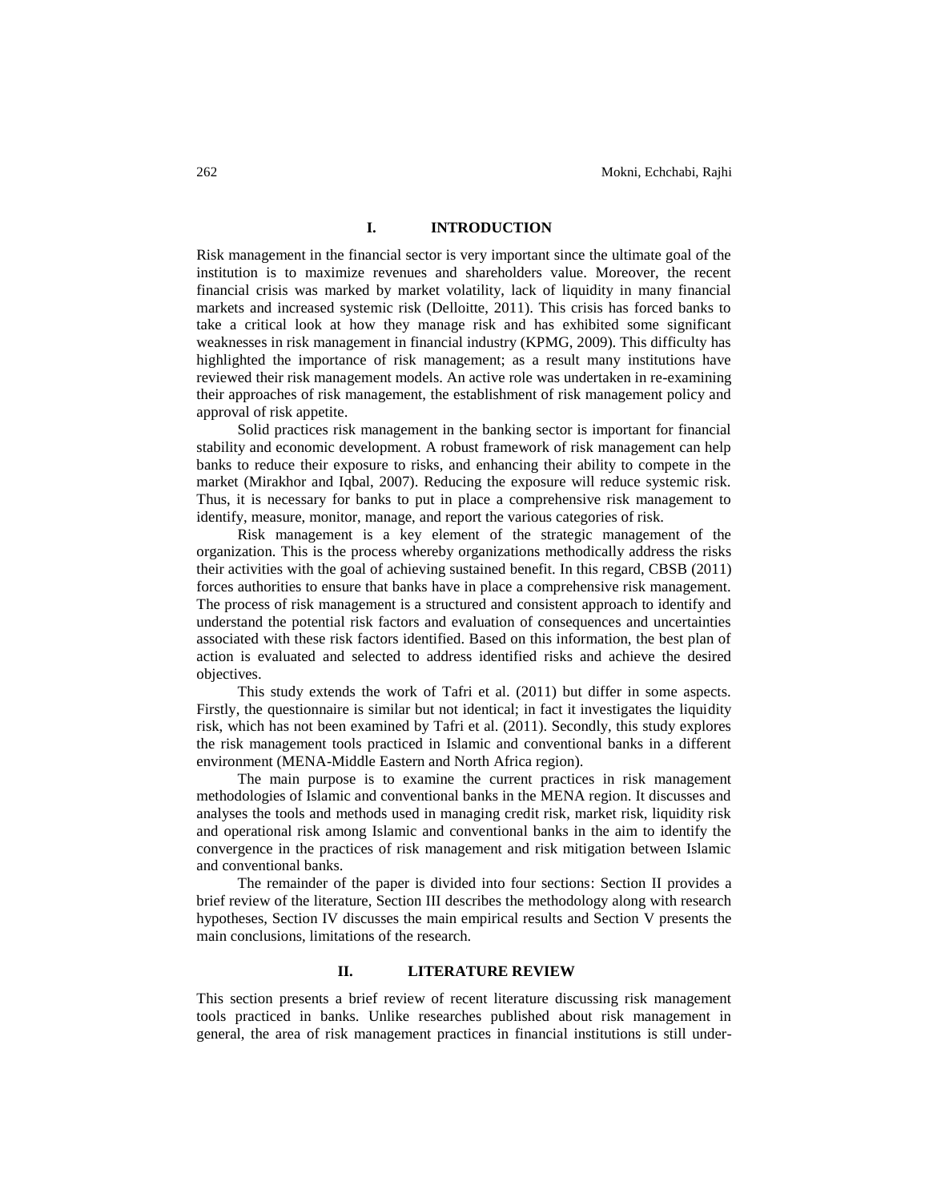# I. INTRODUCTION

Risk management in the financial sector is very important since the ultimate goal of the institution is to maximize revenues and shareholders value. Moreover, the recent financial crisis was marked by market volatility, lack of liquidity in many financial markets and increased systemic risk (Delloitte, 2011). This crisis has forced banks to take a critical look at how they manage risk and has exhibited some significant weaknesses in risk management in financial industry (KPMG, 2009). This difficulty has highlighted the importance of risk management; as a result many institutions have reviewed their risk management models. An active role was undertaken in re-examining their approaches of risk management, the establishment of risk management policy and approval of risk appetite.

Solid practices risk management in the banking sector is important for financial stability and economic development. A robust framework of risk management can help banks to reduce their exposure to risks, and enhancing their ability to compete in the market (Mirakhor and Iqbal, 2007). Reducing the exposure will reduce systemic risk. Thus, it is necessary for banks to put in place a comprehensive risk management to identify, measure, monitor, manage, and report the various categories of risk.

Risk management is a key element of the strategic management of the organization. This is the process whereby organizations methodically address the risks their activities with the goal of achieving sustained benefit. In this regard, CBSB (2011) forces authorities to ensure that banks have in place a comprehensive risk management. The process of risk management is a structured and consistent approach to identify and understand the potential risk factors and evaluation of consequences and uncertainties associated with these risk factors identified. Based on this information, the best plan of action is evaluated and selected to address identified risks and achieve the desired objectives.

This study extends the work of Tafri et al. (2011) but differ in some aspects. Firstly, the questionnaire is similar but not identical; in fact it investigates the liquidity risk, which has not been examined by Tafri et al. (2011). Secondly, this study explores the risk management tools practiced in Islamic and conventional banks in a different environment (MENA-Middle Eastern and North Africa region).

The main purpose is to examine the current practices in risk management methodologies of Islamic and conventional banks in the MENA region. It discusses and analyses the tools and methods used in managing credit risk, market risk, liquidity risk and operational risk among Islamic and conventional banks in the aim to identify the convergence in the practices of risk management and risk mitigation between Islamic and conventional banks.

The remainder of the paper is divided into four sections: Section II provides a brief review of the literature, Section III describes the methodology along with research hypotheses, Section IV discusses the main empirical results and Section V presents the main conclusions, limitations of the research.

# II. LITERATURE REVIEW

This section presents a brief review of recent literature discussing risk management tools practiced in banks. Unlike researches published about risk management in general, the area of risk management practices in financial institutions is still under-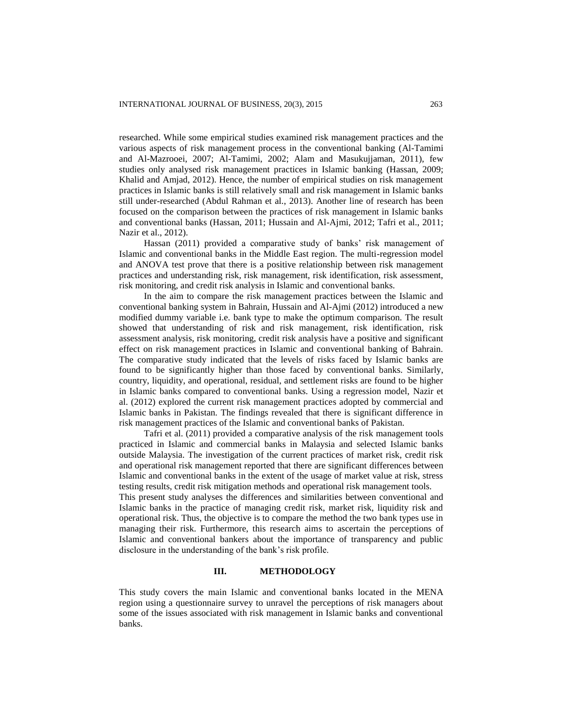researched. While some empirical studies examined risk management practices and the various aspects of risk management process in the conventional banking (Al-Tamimi and Al-Mazrooei, 2007; Al-Tamimi, 2002; Alam and Masukujjaman, 2011), few studies only analysed risk management practices in Islamic banking (Hassan, 2009; Khalid and Amjad, 2012). Hence, the number of empirical studies on risk management practices in Islamic banks is still relatively small and risk management in Islamic banks still under-researched (Abdul Rahman et al., 2013). Another line of research has been focused on the comparison between the practices of risk management in Islamic banks and conventional banks (Hassan, 2011; Hussain and Al-Ajmi, 2012; Tafri et al., 2011; Nazir et al., 2012).

Hassan (2011) provided a comparative study of banks' risk management of Islamic and conventional banks in the Middle East region. The multi-regression model and ANOVA test prove that there is a positive relationship between risk management practices and understanding risk, risk management, risk identification, risk assessment, risk monitoring, and credit risk analysis in Islamic and conventional banks.

In the aim to compare the risk management practices between the Islamic and conventional banking system in Bahrain, Hussain and Al-Ajmi (2012) introduced a new modified dummy variable i.e. bank type to make the optimum comparison. The result showed that understanding of risk and risk management, risk identification, risk assessment analysis, risk monitoring, credit risk analysis have a positive and significant effect on risk management practices in Islamic and conventional banking of Bahrain. The comparative study indicated that the levels of risks faced by Islamic banks are found to be significantly higher than those faced by conventional banks. Similarly, country, liquidity, and operational, residual, and settlement risks are found to be higher in Islamic banks compared to conventional banks. Using a regression model, Nazir et al. (2012) explored the current risk management practices adopted by commercial and Islamic banks in Pakistan. The findings revealed that there is significant difference in risk management practices of the Islamic and conventional banks of Pakistan.

Tafri et al. (2011) provided a comparative analysis of the risk management tools practiced in Islamic and commercial banks in Malaysia and selected Islamic banks outside Malaysia. The investigation of the current practices of market risk, credit risk and operational risk management reported that there are significant differences between Islamic and conventional banks in the extent of the usage of market value at risk, stress testing results, credit risk mitigation methods and operational risk management tools.

This present study analyses the differences and similarities between conventional and Islamic banks in the practice of managing credit risk, market risk, liquidity risk and operational risk. Thus, the objective is to compare the method the two bank types use in managing their risk. Furthermore, this research aims to ascertain the perceptions of Islamic and conventional bankers about the importance of transparency and public disclosure in the understanding of the bank's risk profile.

## III. METHODOLOGY

This study covers the main Islamic and conventional banks located in the MENA region using a questionnaire survey to unravel the perceptions of risk managers about some of the issues associated with risk management in Islamic banks and conventional banks.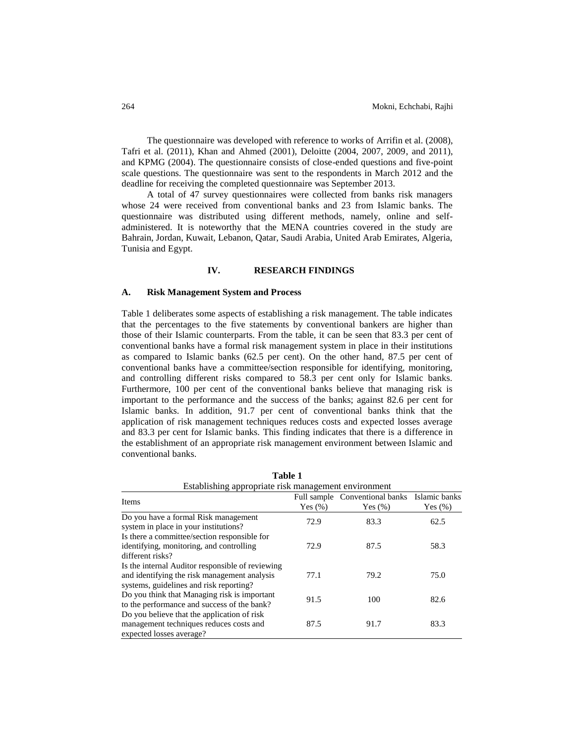The questionnaire was developed with reference to works of Arrifin et al. (2008), Tafri et al. (2011), Khan and Ahmed (2001), Deloitte (2004, 2007, 2009, and 2011), and KPMG (2004). The questionnaire consists of close-ended questions and five-point scale questions. The questionnaire was sent to the respondents in March 2012 and the deadline for receiving the completed questionnaire was September 2013.

A total of 47 survey questionnaires were collected from banks risk managers whose 24 were received from conventional banks and 23 from Islamic banks. The questionnaire was distributed using different methods, namely, online and self-administered. It is noteworthy that the MENA countries covered in the study are Bahrain, Jordan, Kuwait, Lebanon, Qatar, Saudi Arabia, United Arab Emirates, Algeria, Tunisia and Egypt.

## IV. RESEARCH FINDINGS

### A. Risk Management System and Process

Table 1 deliberates some aspects of establishing a risk management. The table indicates that the percentages to the five statements by conventional bankers are higher than those of their Islamic counterparts. From the table, it can be seen that 83.3 per cent of conventional banks have a formal risk management system in place in their institutions as compared to Islamic banks (62.5 per cent). On the other hand, 87.5 per cent of conventional banks have a committee/section responsible for identifying, monitoring, and controlling different risks compared to 58.3 per cent only for Islamic banks. Furthermore, 100 per cent of the conventional banks believe that managing risk is important to the performance and the success of the banks; against 82.6 per cent for Islamic banks. In addition, 91.7 per cent of conventional banks think that the application of risk management techniques reduces costs and expected losses average and 83.3 per cent for Islamic banks. This finding indicates that there is a difference in the establishment of an appropriate risk management environment between Islamic and conventional banks.

**Table 1**
Establishing appropriate risk management environment

| Items | Full sample Yes (%) | Conventional banks Yes (%) | Islamic banks Yes (%) |
|---|---|---|---|
| Do you have a formal Risk management system in place in your institutions? | 72.9 | 83.3 | 62.5 |
| Is there a committee/section responsible for identifying, monitoring, and controlling different risks? | 72.9 | 87.5 | 58.3 |
| Is the internal Auditor responsible of reviewing and identifying the risk management analysis systems, guidelines and risk reporting? | 77.1 | 79.2 | 75.0 |
| Do you think that Managing risk is important to the performance and success of the bank? | 91.5 | 100 | 82.6 |
| Do you believe that the application of risk management techniques reduces costs and expected losses average? | 87.5 | 91.7 | 83.3 |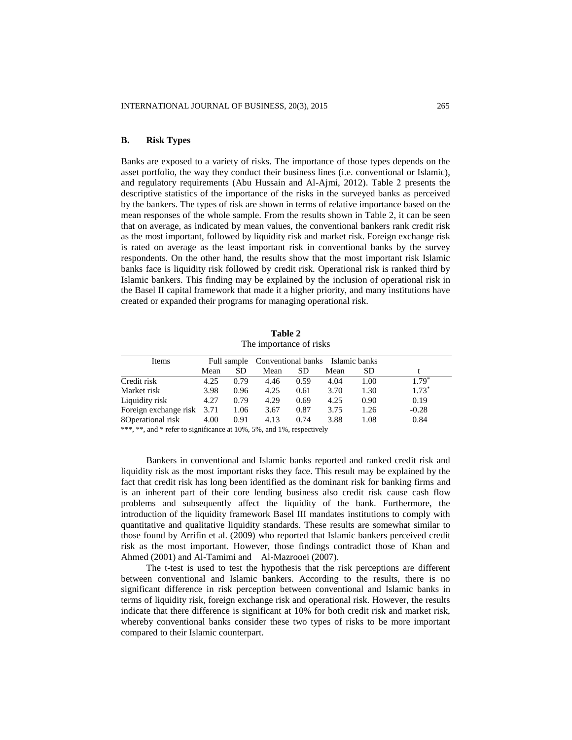### B. Risk Types

Banks are exposed to a variety of risks. The importance of those types depends on the asset portfolio, the way they conduct their business lines (i.e. conventional or Islamic), and regulatory requirements (Abu Hussain and Al-Ajmi, 2012). Table 2 presents the descriptive statistics of the importance of the risks in the surveyed banks as perceived by the bankers. The types of risk are shown in terms of relative importance based on the mean responses of the whole sample. From the results shown in Table 2, it can be seen that on average, as indicated by mean values, the conventional bankers rank credit risk as the most important, followed by liquidity risk and market risk. Foreign exchange risk is rated on average as the least important risk in conventional banks by the survey respondents. On the other hand, the results show that the most important risk Islamic banks face is liquidity risk followed by credit risk. Operational risk is ranked third by Islamic bankers. This finding may be explained by the inclusion of operational risk in the Basel II capital framework that made it a higher priority, and many institutions have created or expanded their programs for managing operational risk.

**Table 2**
The importance of risks

| Items | Full sample | | Conventional banks | | Islamic banks | | |
|---|---|---|---|---|---|---|---|
| | Mean | SD | Mean | SD | Mean | SD | t |
| Credit risk | 4.25 | 0.79 | 4.46 | 0.59 | 4.04 | 1.00 | 1.79* |
| Market risk | 3.98 | 0.96 | 4.25 | 0.61 | 3.70 | 1.30 | 1.73* |
| Liquidity risk | 4.27 | 0.79 | 4.29 | 0.69 | 4.25 | 0.90 | 0.19 |
| Foreign exchange risk | 3.71 | 1.06 | 3.67 | 0.87 | 3.75 | 1.26 | -0.28 |
| 8Operational risk | 4.00 | 0.91 | 4.13 | 0.74 | 3.88 | 1.08 | 0.84 |

***, **, and * refer to significance at 10%, 5%, and 1%, respectively

Bankers in conventional and Islamic banks reported and ranked credit risk and liquidity risk as the most important risks they face. This result may be explained by the fact that credit risk has long been identified as the dominant risk for banking firms and is an inherent part of their core lending business also credit risk cause cash flow problems and subsequently affect the liquidity of the bank. Furthermore, the introduction of the liquidity framework Basel III mandates institutions to comply with quantitative and qualitative liquidity standards. These results are somewhat similar to those found by Arrifin et al. (2009) who reported that Islamic bankers perceived credit risk as the most important. However, those findings contradict those of Khan and Ahmed (2001) and Al-Tamimi and Al-Mazrooei (2007).

The t-test is used to test the hypothesis that the risk perceptions are different between conventional and Islamic bankers. According to the results, there is no significant difference in risk perception between conventional and Islamic banks in terms of liquidity risk, foreign exchange risk and operational risk. However, the results indicate that there difference is significant at 10% for both credit risk and market risk, whereby conventional banks consider these two types of risks to be more important compared to their Islamic counterpart.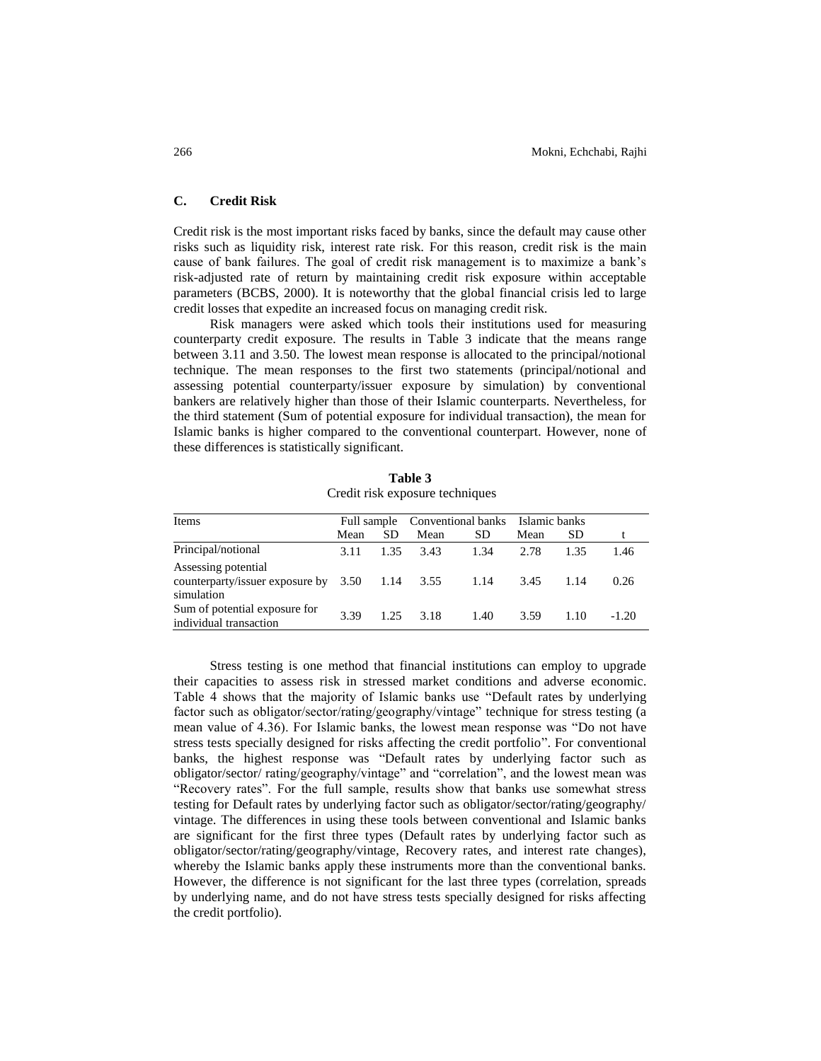### C. Credit Risk

Credit risk is the most important risks faced by banks, since the default may cause other risks such as liquidity risk, interest rate risk. For this reason, credit risk is the main cause of bank failures. The goal of credit risk management is to maximize a bank's risk-adjusted rate of return by maintaining credit risk exposure within acceptable parameters (BCBS, 2000). It is noteworthy that the global financial crisis led to large credit losses that expedite an increased focus on managing credit risk.

Risk managers were asked which tools their institutions used for measuring counterparty credit exposure. The results in Table 3 indicate that the means range between 3.11 and 3.50. The lowest mean response is allocated to the principal/notional technique. The mean responses to the first two statements (principal/notional and assessing potential counterparty/issuer exposure by simulation) by conventional bankers are relatively higher than those of their Islamic counterparts. Nevertheless, for the third statement (Sum of potential exposure for individual transaction), the mean for Islamic banks is higher compared to the conventional counterpart. However, none of these differences is statistically significant.

**Table 3**
Credit risk exposure techniques

| Items | Full sample | | Conventional banks | | Islamic banks | | |
|---|---|---|---|---|---|---|---|
| | Mean | SD | Mean | SD | Mean | SD | t |
| Principal/notional | 3.11 | 1.35 | 3.43 | 1.34 | 2.78 | 1.35 | 1.46 |
| Assessing potential counterparty/issuer exposure by simulation | 3.50 | 1.14 | 3.55 | 1.14 | 3.45 | 1.14 | 0.26 |
| Sum of potential exposure for individual transaction | 3.39 | 1.25 | 3.18 | 1.40 | 3.59 | 1.10 | -1.20 |

Stress testing is one method that financial institutions can employ to upgrade their capacities to assess risk in stressed market conditions and adverse economic. Table 4 shows that the majority of Islamic banks use "Default rates by underlying factor such as obligator/sector/rating/geography/vintage" technique for stress testing (a mean value of 4.36). For Islamic banks, the lowest mean response was "Do not have stress tests specially designed for risks affecting the credit portfolio". For conventional banks, the highest response was "Default rates by underlying factor such as obligator/sector/ rating/geography/vintage" and "correlation", and the lowest mean was "Recovery rates". For the full sample, results show that banks use somewhat stress testing for Default rates by underlying factor such as obligator/sector/rating/geography/ vintage. The differences in using these tools between conventional and Islamic banks are significant for the first three types (Default rates by underlying factor such as obligator/sector/rating/geography/vintage, Recovery rates, and interest rate changes), whereby the Islamic banks apply these instruments more than the conventional banks. However, the difference is not significant for the last three types (correlation, spreads by underlying name, and do not have stress tests specially designed for risks affecting the credit portfolio).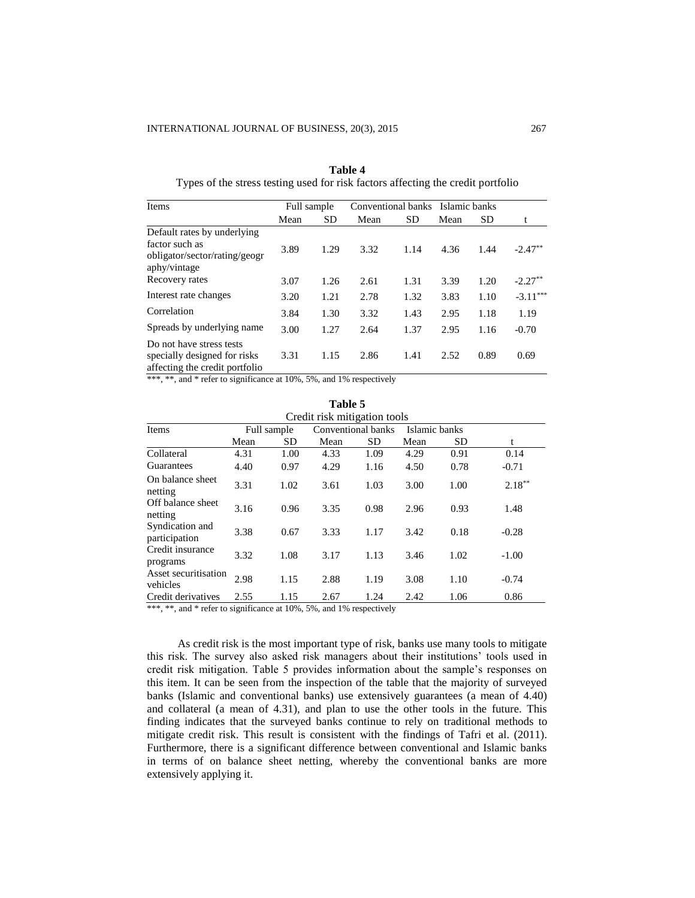**Table 4**

Types of the stress testing used for risk factors affecting the credit portfolio

| Items | Full sample | | Conventional banks | | Islamic banks | | |
|---|---|---|---|---|---|---|---|
| | Mean | SD | Mean | SD | Mean | SD | t |
| Default rates by underlying factor such as obligator/sector/rating/geography/vintage | 3.89 | 1.29 | 3.32 | 1.14 | 4.36 | 1.44 | $-2.47^{**}$ |
| Recovery rates | 3.07 | 1.26 | 2.61 | 1.31 | 3.39 | 1.20 | $-2.27^{**}$ |
| Interest rate changes | 3.20 | 1.21 | 2.78 | 1.32 | 3.83 | 1.10 | $-3.11^{***}$ |
| Correlation | 3.84 | 1.30 | 3.32 | 1.43 | 2.95 | 1.18 | 1.19 |
| Spreads by underlying name | 3.00 | 1.27 | 2.64 | 1.37 | 2.95 | 1.16 | -0.70 |
| Do not have stress tests specially designed for risks affecting the credit portfolio | 3.31 | 1.15 | 2.86 | 1.41 | 2.52 | 0.89 | 0.69 |

***, **, and * refer to significance at 10%, 5%, and 1% respectively

**Table 5**

Credit risk mitigation tools

| Items | Full sample | | Conventional banks | | Islamic banks | | |
|---|---|---|---|---|---|---|---|
| | Mean | SD | Mean | SD | Mean | SD | t |
| Collateral | 4.31 | 1.00 | 4.33 | 1.09 | 4.29 | 0.91 | 0.14 |
| Guarantees | 4.40 | 0.97 | 4.29 | 1.16 | 4.50 | 0.78 | -0.71 |
| On balance sheet netting | 3.31 | 1.02 | 3.61 | 1.03 | 3.00 | 1.00 | $2.18^{**}$ |
| Off balance sheet netting | 3.16 | 0.96 | 3.35 | 0.98 | 2.96 | 0.93 | 1.48 |
| Syndication and participation | 3.38 | 0.67 | 3.33 | 1.17 | 3.42 | 0.18 | -0.28 |
| Credit insurance programs | 3.32 | 1.08 | 3.17 | 1.13 | 3.46 | 1.02 | -1.00 |
| Asset securitisation vehicles | 2.98 | 1.15 | 2.88 | 1.19 | 3.08 | 1.10 | -0.74 |
| Credit derivatives | 2.55 | 1.15 | 2.67 | 1.24 | 2.42 | 1.06 | 0.86 |

***, **, and * refer to significance at 10%, 5%, and 1% respectively

As credit risk is the most important type of risk, banks use many tools to mitigate this risk. The survey also asked risk managers about their institutions' tools used in credit risk mitigation. Table 5 provides information about the sample's responses on this item. It can be seen from the inspection of the table that the majority of surveyed banks (Islamic and conventional banks) use extensively guarantees (a mean of 4.40) and collateral (a mean of 4.31), and plan to use the other tools in the future. This finding indicates that the surveyed banks continue to rely on traditional methods to mitigate credit risk. This result is consistent with the findings of Tafri et al. (2011). Furthermore, there is a significant difference between conventional and Islamic banks in terms of on balance sheet netting, whereby the conventional banks are more extensively applying it.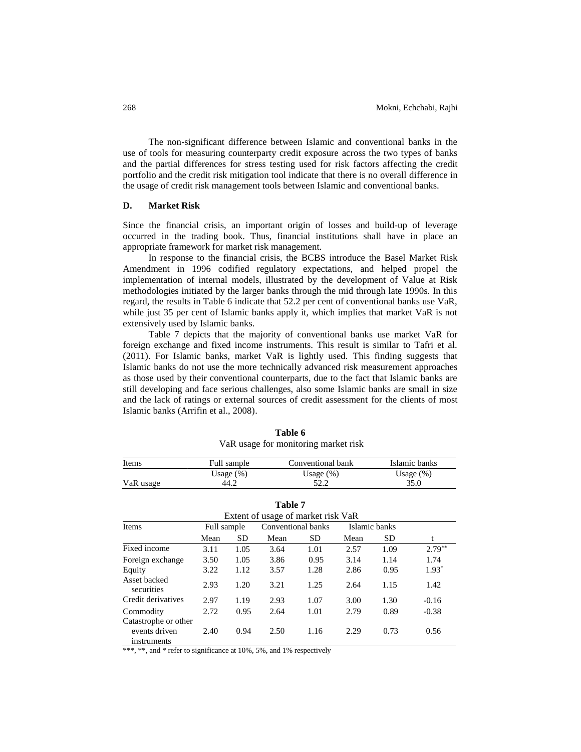The non-significant difference between Islamic and conventional banks in the use of tools for measuring counterparty credit exposure across the two types of banks and the partial differences for stress testing used for risk factors affecting the credit portfolio and the credit risk mitigation tool indicate that there is no overall difference in the usage of credit risk management tools between Islamic and conventional banks.

### D. Market Risk

Since the financial crisis, an important origin of losses and build-up of leverage occurred in the trading book. Thus, financial institutions shall have in place an appropriate framework for market risk management.

In response to the financial crisis, the BCBS introduce the Basel Market Risk Amendment in 1996 codified regulatory expectations, and helped propel the implementation of internal models, illustrated by the development of Value at Risk methodologies initiated by the larger banks through the mid through late 1990s. In this regard, the results in Table 6 indicate that 52.2 per cent of conventional banks use VaR, while just 35 per cent of Islamic banks apply it, which implies that market VaR is not extensively used by Islamic banks.

Table 7 depicts that the majority of conventional banks use market VaR for foreign exchange and fixed income instruments. This result is similar to Tafri et al. (2011). For Islamic banks, market VaR is lightly used. This finding suggests that Islamic banks do not use the more technically advanced risk measurement approaches as those used by their conventional counterparts, due to the fact that Islamic banks are still developing and face serious challenges, also some Islamic banks are small in size and the lack of ratings or external sources of credit assessment for the clients of most Islamic banks (Arrifin et al., 2008).

**Table 6**

VaR usage for monitoring market risk

| Items | Full sample | Conventional bank | Islamic banks |
|---|---|---|---|
| | Usage (%) | Usage (%) | Usage (%) |
| VaR usage | 44.2 | 52.2 | 35.0 |

**Table 7**

Extent of usage of market risk VaR

| Items | Full sample | | Conventional banks | | Islamic banks | | |
|---|---|---|---|---|---|---|---|
| | Mean | SD | Mean | SD | Mean | SD | t |
| Fixed income | 3.11 | 1.05 | 3.64 | 1.01 | 2.57 | 1.09 | 2.79** |
| Foreign exchange | 3.50 | 1.05 | 3.86 | 0.95 | 3.14 | 1.14 | 1.74 |
| Equity | 3.22 | 1.12 | 3.57 | 1.28 | 2.86 | 0.95 | 1.93* |
| Asset backed securities | 2.93 | 1.20 | 3.21 | 1.25 | 2.64 | 1.15 | 1.42 |
| Credit derivatives | 2.97 | 1.19 | 2.93 | 1.07 | 3.00 | 1.30 | -0.16 |
| Commodity | 2.72 | 0.95 | 2.64 | 1.01 | 2.79 | 0.89 | -0.38 |
| Catastrophe or other events driven instruments | 2.40 | 0.94 | 2.50 | 1.16 | 2.29 | 0.73 | 0.56 |

***, **, and * refer to significance at 10%, 5%, and 1% respectively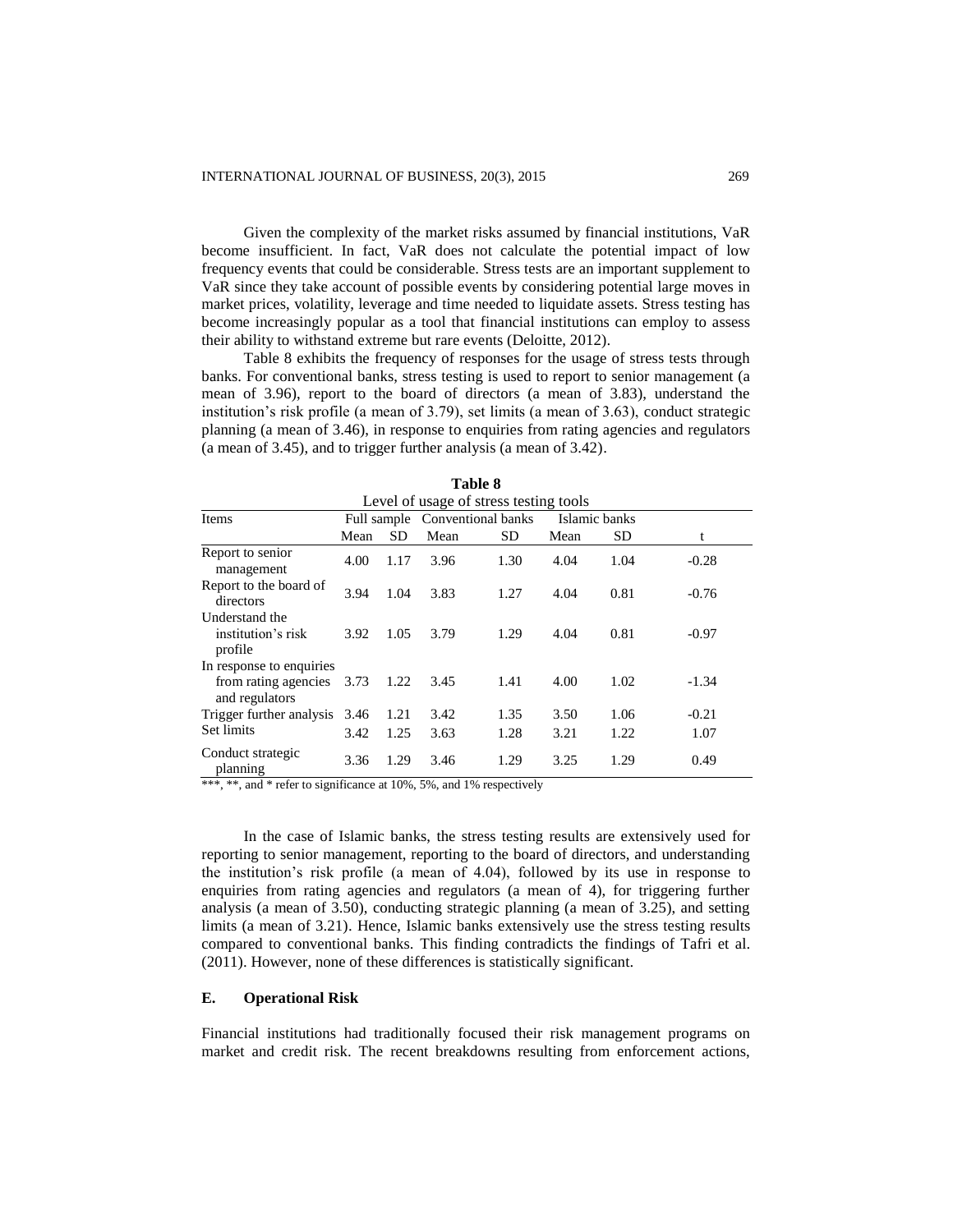Given the complexity of the market risks assumed by financial institutions, VaR become insufficient. In fact, VaR does not calculate the potential impact of low frequency events that could be considerable. Stress tests are an important supplement to VaR since they take account of possible events by considering potential large moves in market prices, volatility, leverage and time needed to liquidate assets. Stress testing has become increasingly popular as a tool that financial institutions can employ to assess their ability to withstand extreme but rare events (Deloitte, 2012).

Table 8 exhibits the frequency of responses for the usage of stress tests through banks. For conventional banks, stress testing is used to report to senior management (a mean of 3.96), report to the board of directors (a mean of 3.83), understand the institution's risk profile (a mean of 3.79), set limits (a mean of 3.63), conduct strategic planning (a mean of 3.46), in response to enquiries from rating agencies and regulators (a mean of 3.45), and to trigger further analysis (a mean of 3.42).

**Table 8**

Level of usage of stress testing tools

| Items | Full sample | | Conventional banks | | Islamic banks | | |
|---|---|---|---|---|---|---|---|
| | Mean | SD | Mean | SD | Mean | SD | t |
| Report to senior management | 4.00 | 1.17 | 3.96 | 1.30 | 4.04 | 1.04 | -0.28 |
| Report to the board of directors | 3.94 | 1.04 | 3.83 | 1.27 | 4.04 | 0.81 | -0.76 |
| Understand the institution's risk profile | 3.92 | 1.05 | 3.79 | 1.29 | 4.04 | 0.81 | -0.97 |
| In response to enquiries from rating agencies and regulators | 3.73 | 1.22 | 3.45 | 1.41 | 4.00 | 1.02 | -1.34 |
| Trigger further analysis | 3.46 | 1.21 | 3.42 | 1.35 | 3.50 | 1.06 | -0.21 |
| Set limits | 3.42 | 1.25 | 3.63 | 1.28 | 3.21 | 1.22 | 1.07 |
| Conduct strategic planning | 3.36 | 1.29 | 3.46 | 1.29 | 3.25 | 1.29 | 0.49 |

***, **, and * refer to significance at 10%, 5%, and 1% respectively

In the case of Islamic banks, the stress testing results are extensively used for reporting to senior management, reporting to the board of directors, and understanding the institution's risk profile (a mean of 4.04), followed by its use in response to enquiries from rating agencies and regulators (a mean of 4), for triggering further analysis (a mean of 3.50), conducting strategic planning (a mean of 3.25), and setting limits (a mean of 3.21). Hence, Islamic banks extensively use the stress testing results compared to conventional banks. This finding contradicts the findings of Tafri et al. (2011). However, none of these differences is statistically significant.

## E. Operational Risk

Financial institutions had traditionally focused their risk management programs on market and credit risk. The recent breakdowns resulting from enforcement actions,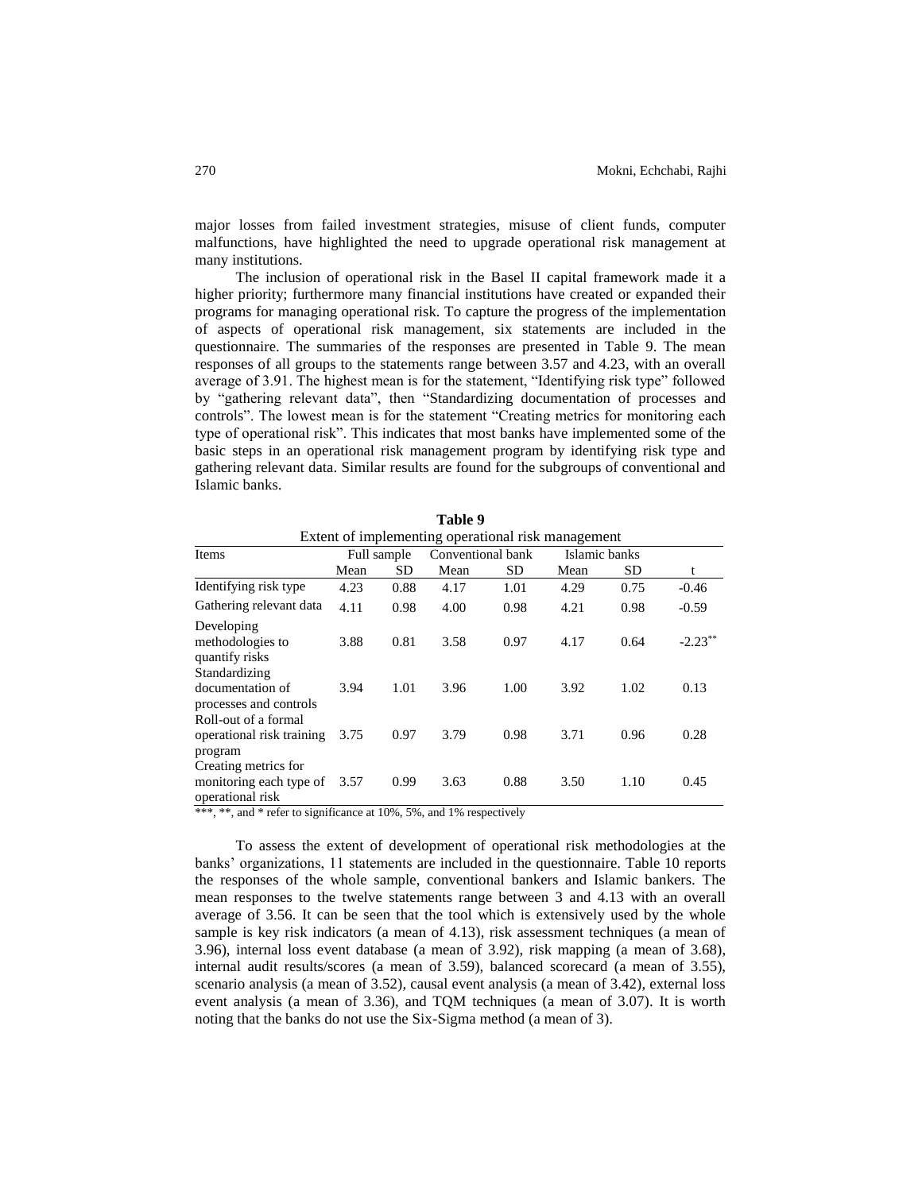major losses from failed investment strategies, misuse of client funds, computer malfunctions, have highlighted the need to upgrade operational risk management at many institutions.

The inclusion of operational risk in the Basel II capital framework made it a higher priority; furthermore many financial institutions have created or expanded their programs for managing operational risk. To capture the progress of the implementation of aspects of operational risk management, six statements are included in the questionnaire. The summaries of the responses are presented in Table 9. The mean responses of all groups to the statements range between 3.57 and 4.23, with an overall average of 3.91. The highest mean is for the statement, "Identifying risk type" followed by "gathering relevant data", then "Standardizing documentation of processes and controls". The lowest mean is for the statement "Creating metrics for monitoring each type of operational risk". This indicates that most banks have implemented some of the basic steps in an operational risk management program by identifying risk type and gathering relevant data. Similar results are found for the subgroups of conventional and Islamic banks.

**Table 9**

Extent of implementing operational risk management

| Items | Full sample | | Conventional bank | | Islamic banks | | |
|---|---|---|---|---|---|---|---|
| | Mean | SD | Mean | SD | Mean | SD | t |
| Identifying risk type | 4.23 | 0.88 | 4.17 | 1.01 | 4.29 | 0.75 | -0.46 |
| Gathering relevant data | 4.11 | 0.98 | 4.00 | 0.98 | 4.21 | 0.98 | -0.59 |
| Developing methodologies to quantify risks | 3.88 | 0.81 | 3.58 | 0.97 | 4.17 | 0.64 | -2.23** |
| Standardizing documentation of processes and controls | 3.94 | 1.01 | 3.96 | 1.00 | 3.92 | 1.02 | 0.13 |
| Roll-out of a formal operational risk training program | 3.75 | 0.97 | 3.79 | 0.98 | 3.71 | 0.96 | 0.28 |
| Creating metrics for monitoring each type of operational risk | 3.57 | 0.99 | 3.63 | 0.88 | 3.50 | 1.10 | 0.45 |

***, **, and * refer to significance at 10%, 5%, and 1% respectively

To assess the extent of development of operational risk methodologies at the banks' organizations, 11 statements are included in the questionnaire. Table 10 reports the responses of the whole sample, conventional bankers and Islamic bankers. The mean responses to the twelve statements range between 3 and 4.13 with an overall average of 3.56. It can be seen that the tool which is extensively used by the whole sample is key risk indicators (a mean of 4.13), risk assessment techniques (a mean of 3.96), internal loss event database (a mean of 3.92), risk mapping (a mean of 3.68), internal audit results/scores (a mean of 3.59), balanced scorecard (a mean of 3.55), scenario analysis (a mean of 3.52), causal event analysis (a mean of 3.42), external loss event analysis (a mean of 3.36), and TQM techniques (a mean of 3.07). It is worth noting that the banks do not use the Six-Sigma method (a mean of 3).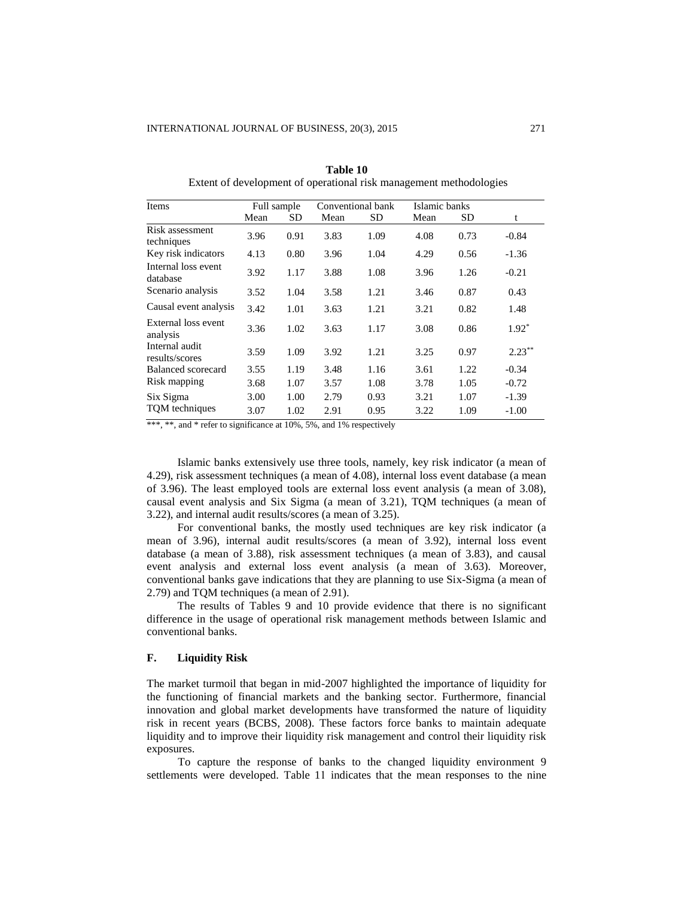**Table 10**
Extent of development of operational risk management methodologies

| Items | Full sample | | Conventional bank | | Islamic banks | | |
|---|---|---|---|---|---|---|---|
| | Mean | SD | Mean | SD | Mean | SD | t |
| Risk assessment techniques | 3.96 | 0.91 | 3.83 | 1.09 | 4.08 | 0.73 | -0.84 |
| Key risk indicators | 4.13 | 0.80 | 3.96 | 1.04 | 4.29 | 0.56 | -1.36 |
| Internal loss event database | 3.92 | 1.17 | 3.88 | 1.08 | 3.96 | 1.26 | -0.21 |
| Scenario analysis | 3.52 | 1.04 | 3.58 | 1.21 | 3.46 | 0.87 | 0.43 |
| Causal event analysis | 3.42 | 1.01 | 3.63 | 1.21 | 3.21 | 0.82 | 1.48 |
| External loss event analysis | 3.36 | 1.02 | 3.63 | 1.17 | 3.08 | 0.86 | 1.92* |
| Internal audit results/scores | 3.59 | 1.09 | 3.92 | 1.21 | 3.25 | 0.97 | 2.23** |
| Balanced scorecard | 3.55 | 1.19 | 3.48 | 1.16 | 3.61 | 1.22 | -0.34 |
| Risk mapping | 3.68 | 1.07 | 3.57 | 1.08 | 3.78 | 1.05 | -0.72 |
| Six Sigma | 3.00 | 1.00 | 2.79 | 0.93 | 3.21 | 1.07 | -1.39 |
| TQM techniques | 3.07 | 1.02 | 2.91 | 0.95 | 3.22 | 1.09 | -1.00 |

***, **, and * refer to significance at 10%, 5%, and 1% respectively

Islamic banks extensively use three tools, namely, key risk indicator (a mean of 4.29), risk assessment techniques (a mean of 4.08), internal loss event database (a mean of 3.96). The least employed tools are external loss event analysis (a mean of 3.08), causal event analysis and Six Sigma (a mean of 3.21), TQM techniques (a mean of 3.22), and internal audit results/scores (a mean of 3.25).

For conventional banks, the mostly used techniques are key risk indicator (a mean of 3.96), internal audit results/scores (a mean of 3.92), internal loss event database (a mean of 3.88), risk assessment techniques (a mean of 3.83), and causal event analysis and external loss event analysis (a mean of 3.63). Moreover, conventional banks gave indications that they are planning to use Six-Sigma (a mean of 2.79) and TQM techniques (a mean of 2.91).

The results of Tables 9 and 10 provide evidence that there is no significant difference in the usage of operational risk management methods between Islamic and conventional banks.

## F. Liquidity Risk

The market turmoil that began in mid-2007 highlighted the importance of liquidity for the functioning of financial markets and the banking sector. Furthermore, financial innovation and global market developments have transformed the nature of liquidity risk in recent years (BCBS, 2008). These factors force banks to maintain adequate liquidity and to improve their liquidity risk management and control their liquidity risk exposures.

To capture the response of banks to the changed liquidity environment 9 settlements were developed. Table 11 indicates that the mean responses to the nine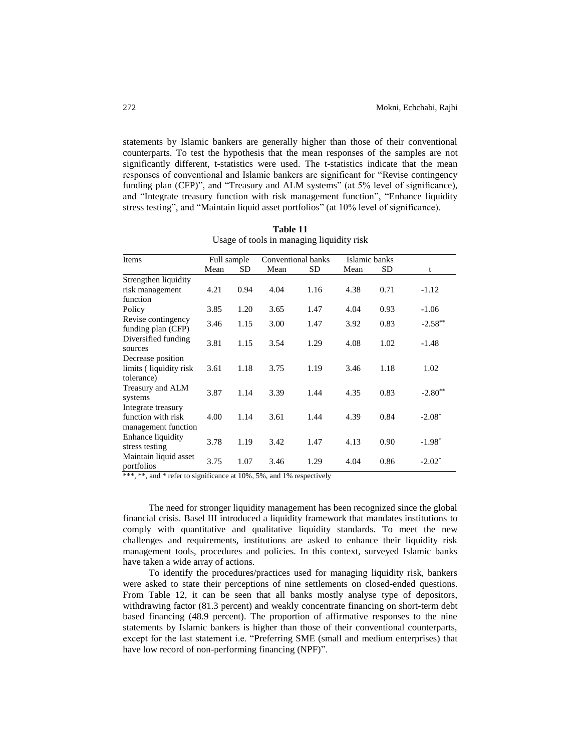statements by Islamic bankers are generally higher than those of their conventional counterparts. To test the hypothesis that the mean responses of the samples are not significantly different, t-statistics were used. The t-statistics indicate that the mean responses of conventional and Islamic bankers are significant for "Revise contingency funding plan (CFP)", and "Treasury and ALM systems" (at 5% level of significance), and "Integrate treasury function with risk management function", "Enhance liquidity stress testing", and "Maintain liquid asset portfolios" (at 10% level of significance).

**Table 11**
Usage of tools in managing liquidity risk

| Items | Full sample | | Conventional banks | | Islamic banks | | |
|---|---|---|---|---|---|---|---|
| | Mean | SD | Mean | SD | Mean | SD | t |
| Strengthen liquidity risk management function | 4.21 | 0.94 | 4.04 | 1.16 | 4.38 | 0.71 | -1.12 |
| Policy | 3.85 | 1.20 | 3.65 | 1.47 | 4.04 | 0.93 | -1.06 |
| Revise contingency funding plan (CFP) | 3.46 | 1.15 | 3.00 | 1.47 | 3.92 | 0.83 | -2.58** |
| Diversified funding sources | 3.81 | 1.15 | 3.54 | 1.29 | 4.08 | 1.02 | -1.48 |
| Decrease position limits ( liquidity risk tolerance) | 3.61 | 1.18 | 3.75 | 1.19 | 3.46 | 1.18 | 1.02 |
| Treasury and ALM systems | 3.87 | 1.14 | 3.39 | 1.44 | 4.35 | 0.83 | -2.80** |
| Integrate treasury function with risk management function | 4.00 | 1.14 | 3.61 | 1.44 | 4.39 | 0.84 | -2.08* |
| Enhance liquidity stress testing | 3.78 | 1.19 | 3.42 | 1.47 | 4.13 | 0.90 | -1.98* |
| Maintain liquid asset portfolios | 3.75 | 1.07 | 3.46 | 1.29 | 4.04 | 0.86 | -2.02* |

***, **, and * refer to significance at 10%, 5%, and 1% respectively

The need for stronger liquidity management has been recognized since the global financial crisis. Basel III introduced a liquidity framework that mandates institutions to comply with quantitative and qualitative liquidity standards. To meet the new challenges and requirements, institutions are asked to enhance their liquidity risk management tools, procedures and policies. In this context, surveyed Islamic banks have taken a wide array of actions.

To identify the procedures/practices used for managing liquidity risk, bankers were asked to state their perceptions of nine settlements on closed-ended questions. From Table 12, it can be seen that all banks mostly analyse type of depositors, withdrawing factor (81.3 percent) and weakly concentrate financing on short-term debt based financing (48.9 percent). The proportion of affirmative responses to the nine statements by Islamic bankers is higher than those of their conventional counterparts, except for the last statement i.e. "Preferring SME (small and medium enterprises) that have low record of non-performing financing (NPF)".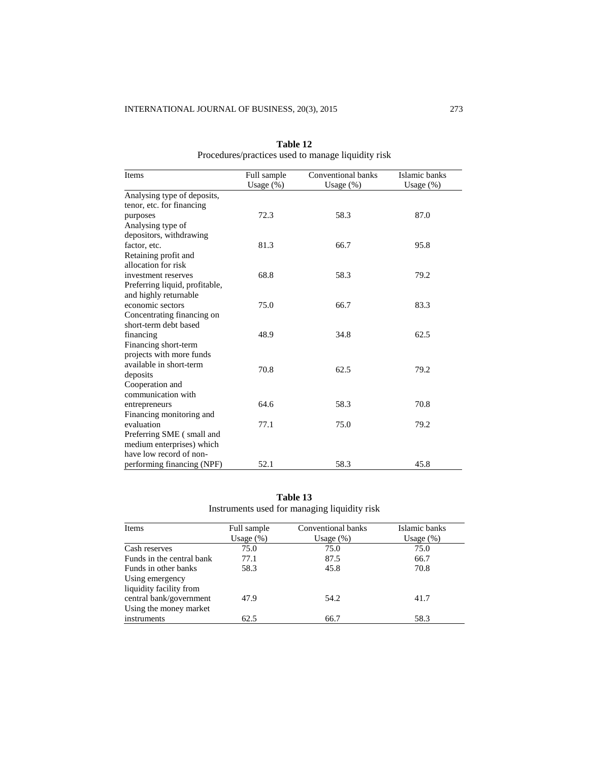**Table 12**
Procedures/practices used to manage liquidity risk

| Items | Full sample Usage (%) | Conventional banks Usage (%) | Islamic banks Usage (%) |
|---|---|---|---|
| Analysing type of deposits, tenor, etc. for financing purposes | 72.3 | 58.3 | 87.0 |
| Analysing type of depositors, withdrawing factor, etc. | 81.3 | 66.7 | 95.8 |
| Retaining profit and allocation for risk investment reserves | 68.8 | 58.3 | 79.2 |
| Preferring liquid, profitable, and highly returnable economic sectors | 75.0 | 66.7 | 83.3 |
| Concentrating financing on short-term debt based financing | 48.9 | 34.8 | 62.5 |
| Financing short-term projects with more funds available in short-term deposits | 70.8 | 62.5 | 79.2 |
| Cooperation and communication with entrepreneurs | 64.6 | 58.3 | 70.8 |
| Financing monitoring and evaluation | 77.1 | 75.0 | 79.2 |
| Preferring SME ( small and medium enterprises) which have low record of non-performing financing (NPF) | 52.1 | 58.3 | 45.8 |

**Table 13**
Instruments used for managing liquidity risk

| Items | Full sample Usage (%) | Conventional banks Usage (%) | Islamic banks Usage (%) |
|---|---|---|---|
| Cash reserves | 75.0 | 75.0 | 75.0 |
| Funds in the central bank | 77.1 | 87.5 | 66.7 |
| Funds in other banks | 58.3 | 45.8 | 70.8 |
| Using emergency liquidity facility from central bank/government | 47.9 | 54.2 | 41.7 |
| Using the money market instruments | 62.5 | 66.7 | 58.3 |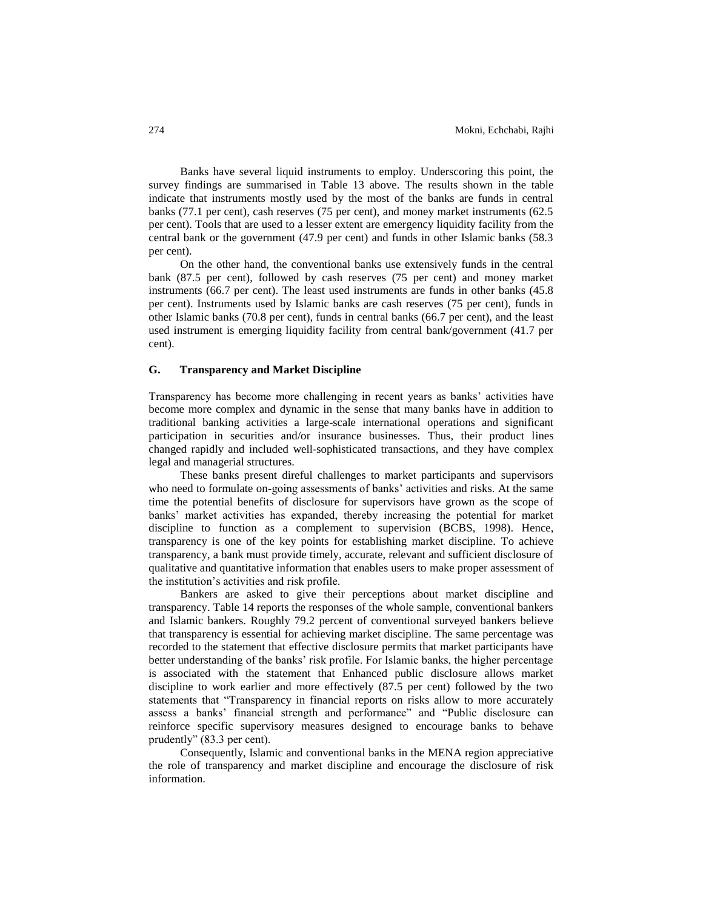Banks have several liquid instruments to employ. Underscoring this point, the survey findings are summarised in Table 13 above. The results shown in the table indicate that instruments mostly used by the most of the banks are funds in central banks (77.1 per cent), cash reserves (75 per cent), and money market instruments (62.5 per cent). Tools that are used to a lesser extent are emergency liquidity facility from the central bank or the government (47.9 per cent) and funds in other Islamic banks (58.3 per cent).

On the other hand, the conventional banks use extensively funds in the central bank (87.5 per cent), followed by cash reserves (75 per cent) and money market instruments (66.7 per cent). The least used instruments are funds in other banks (45.8 per cent). Instruments used by Islamic banks are cash reserves (75 per cent), funds in other Islamic banks (70.8 per cent), funds in central banks (66.7 per cent), and the least used instrument is emerging liquidity facility from central bank/government (41.7 per cent).

## G. Transparency and Market Discipline

Transparency has become more challenging in recent years as banks' activities have become more complex and dynamic in the sense that many banks have in addition to traditional banking activities a large-scale international operations and significant participation in securities and/or insurance businesses. Thus, their product lines changed rapidly and included well-sophisticated transactions, and they have complex legal and managerial structures.

These banks present direful challenges to market participants and supervisors who need to formulate on-going assessments of banks' activities and risks. At the same time the potential benefits of disclosure for supervisors have grown as the scope of banks' market activities has expanded, thereby increasing the potential for market discipline to function as a complement to supervision (BCBS, 1998). Hence, transparency is one of the key points for establishing market discipline. To achieve transparency, a bank must provide timely, accurate, relevant and sufficient disclosure of qualitative and quantitative information that enables users to make proper assessment of the institution's activities and risk profile.

Bankers are asked to give their perceptions about market discipline and transparency. Table 14 reports the responses of the whole sample, conventional bankers and Islamic bankers. Roughly 79.2 percent of conventional surveyed bankers believe that transparency is essential for achieving market discipline. The same percentage was recorded to the statement that effective disclosure permits that market participants have better understanding of the banks' risk profile. For Islamic banks, the higher percentage is associated with the statement that Enhanced public disclosure allows market discipline to work earlier and more effectively (87.5 per cent) followed by the two statements that "Transparency in financial reports on risks allow to more accurately assess a banks' financial strength and performance" and "Public disclosure can reinforce specific supervisory measures designed to encourage banks to behave prudently" (83.3 per cent).

Consequently, Islamic and conventional banks in the MENA region appreciative the role of transparency and market discipline and encourage the disclosure of risk information.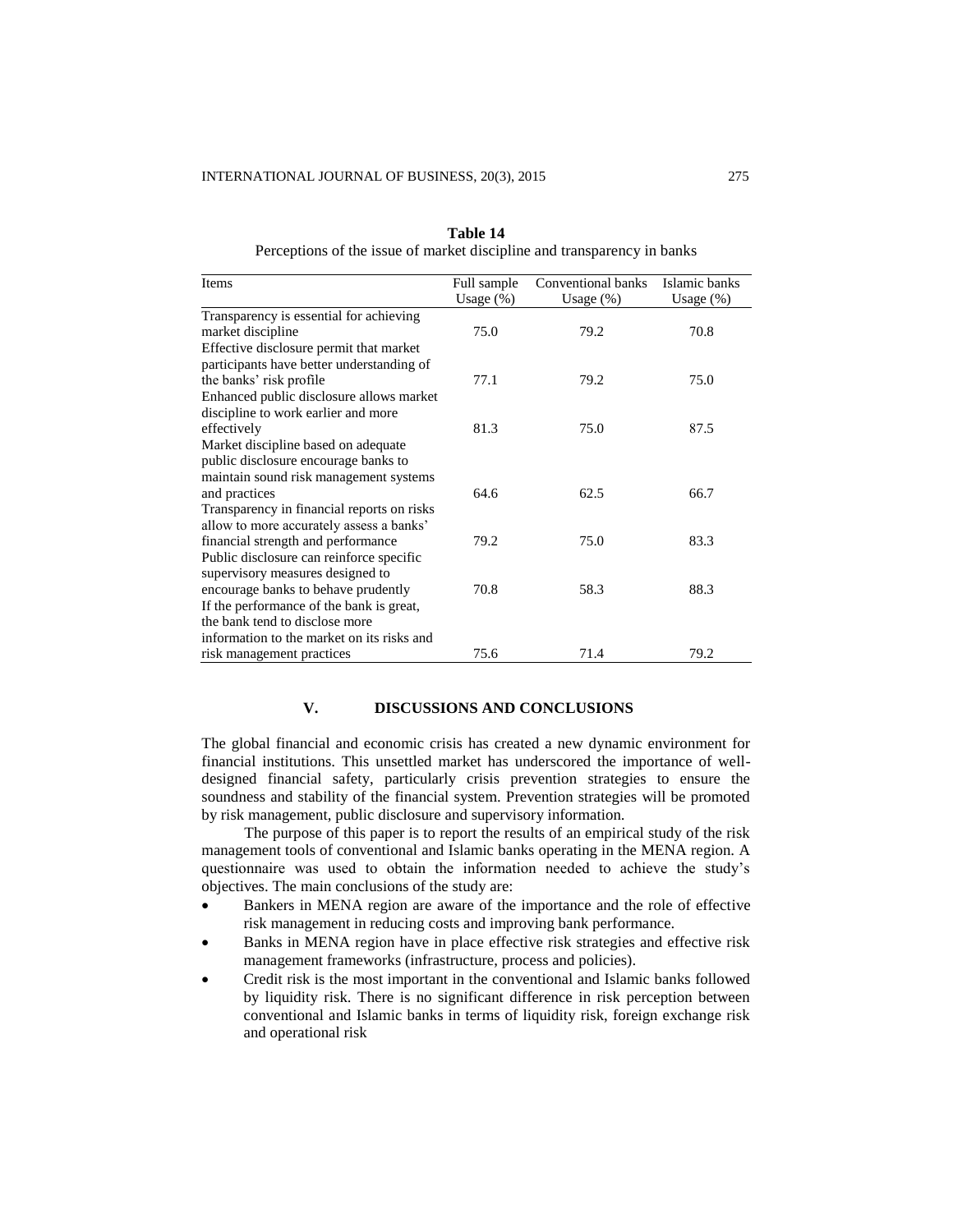**Table 14**
Perceptions of the issue of market discipline and transparency in banks

| Items | Full sample Usage (%) | Conventional banks Usage (%) | Islamic banks Usage (%) |
|---|---|---|---|
| Transparency is essential for achieving market discipline | 75.0 | 79.2 | 70.8 |
| Effective disclosure permit that market participants have better understanding of the banks' risk profile | 77.1 | 79.2 | 75.0 |
| Enhanced public disclosure allows market discipline to work earlier and more effectively | 81.3 | 75.0 | 87.5 |
| Market discipline based on adequate public disclosure encourage banks to maintain sound risk management systems and practices | 64.6 | 62.5 | 66.7 |
| Transparency in financial reports on risks allow to more accurately assess a banks' financial strength and performance | 79.2 | 75.0 | 83.3 |
| Public disclosure can reinforce specific supervisory measures designed to encourage banks to behave prudently | 70.8 | 58.3 | 88.3 |
| If the performance of the bank is great, the bank tend to disclose more information to the market on its risks and risk management practices | 75.6 | 71.4 | 79.2 |

## V. DISCUSSIONS AND CONCLUSIONS

The global financial and economic crisis has created a new dynamic environment for financial institutions. This unsettled market has underscored the importance of well-designed financial safety, particularly crisis prevention strategies to ensure the soundness and stability of the financial system. Prevention strategies will be promoted by risk management, public disclosure and supervisory information.

The purpose of this paper is to report the results of an empirical study of the risk management tools of conventional and Islamic banks operating in the MENA region. A questionnaire was used to obtain the information needed to achieve the study's objectives. The main conclusions of the study are:

- Bankers in MENA region are aware of the importance and the role of effective risk management in reducing costs and improving bank performance.
- Banks in MENA region have in place effective risk strategies and effective risk management frameworks (infrastructure, process and policies).
- Credit risk is the most important in the conventional and Islamic banks followed by liquidity risk. There is no significant difference in risk perception between conventional and Islamic banks in terms of liquidity risk, foreign exchange risk and operational risk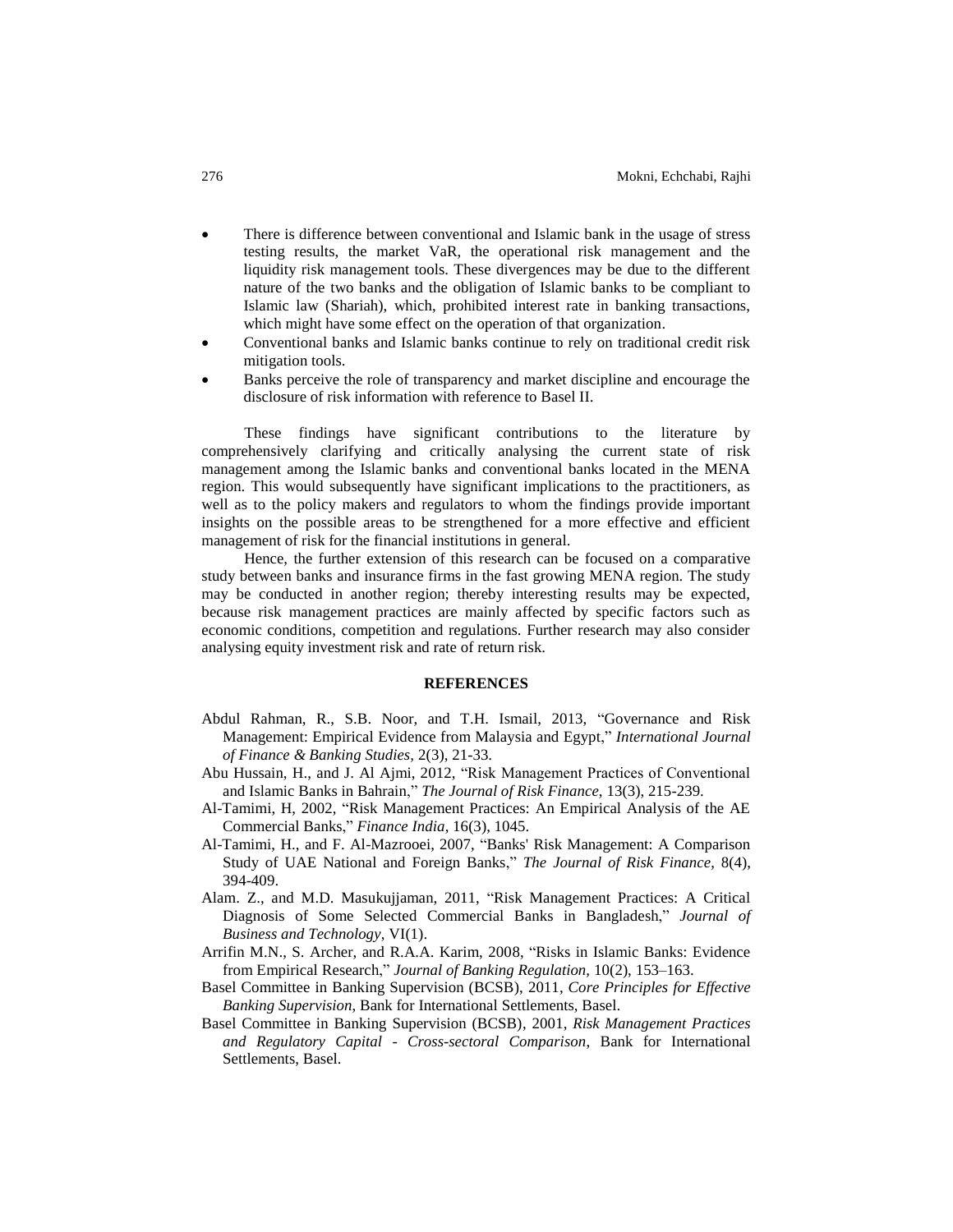- There is difference between conventional and Islamic bank in the usage of stress testing results, the market VaR, the operational risk management and the liquidity risk management tools. These divergences may be due to the different nature of the two banks and the obligation of Islamic banks to be compliant to Islamic law (Shariah), which, prohibited interest rate in banking transactions, which might have some effect on the operation of that organization.
- Conventional banks and Islamic banks continue to rely on traditional credit risk mitigation tools.
- Banks perceive the role of transparency and market discipline and encourage the disclosure of risk information with reference to Basel II.

These findings have significant contributions to the literature by comprehensively clarifying and critically analysing the current state of risk management among the Islamic banks and conventional banks located in the MENA region. This would subsequently have significant implications to the practitioners, as well as to the policy makers and regulators to whom the findings provide important insights on the possible areas to be strengthened for a more effective and efficient management of risk for the financial institutions in general.

Hence, the further extension of this research can be focused on a comparative study between banks and insurance firms in the fast growing MENA region. The study may be conducted in another region; thereby interesting results may be expected, because risk management practices are mainly affected by specific factors such as economic conditions, competition and regulations. Further research may also consider analysing equity investment risk and rate of return risk.

## REFERENCES

Abdul Rahman, R., S.B. Noor, and T.H. Ismail, 2013, "Governance and Risk Management: Empirical Evidence from Malaysia and Egypt," *International Journal of Finance & Banking Studies*, 2(3), 21-33.

Abu Hussain, H., and J. Al Ajmi, 2012, "Risk Management Practices of Conventional and Islamic Banks in Bahrain," *The Journal of Risk Finance*, 13(3), 215-239.

Al-Tamimi, H, 2002, "Risk Management Practices: An Empirical Analysis of the AE Commercial Banks," *Finance India*, 16(3), 1045.

Al-Tamimi, H., and F. Al-Mazrooei, 2007, "Banks' Risk Management: A Comparison Study of UAE National and Foreign Banks," *The Journal of Risk Finance*, 8(4), 394-409.

Alam. Z., and M.D. Masukujjaman, 2011, "Risk Management Practices: A Critical Diagnosis of Some Selected Commercial Banks in Bangladesh," *Journal of Business and Technology*, VI(1).

Arrifin M.N., S. Archer, and R.A.A. Karim, 2008, "Risks in Islamic Banks: Evidence from Empirical Research," *Journal of Banking Regulation*, 10(2), 153–163.

Basel Committee in Banking Supervision (BCSB), 2011, *Core Principles for Effective Banking Supervision*, Bank for International Settlements, Basel.

Basel Committee in Banking Supervision (BCSB), 2001, *Risk Management Practices and Regulatory Capital - Cross-sectoral Comparison*, Bank for International Settlements, Basel.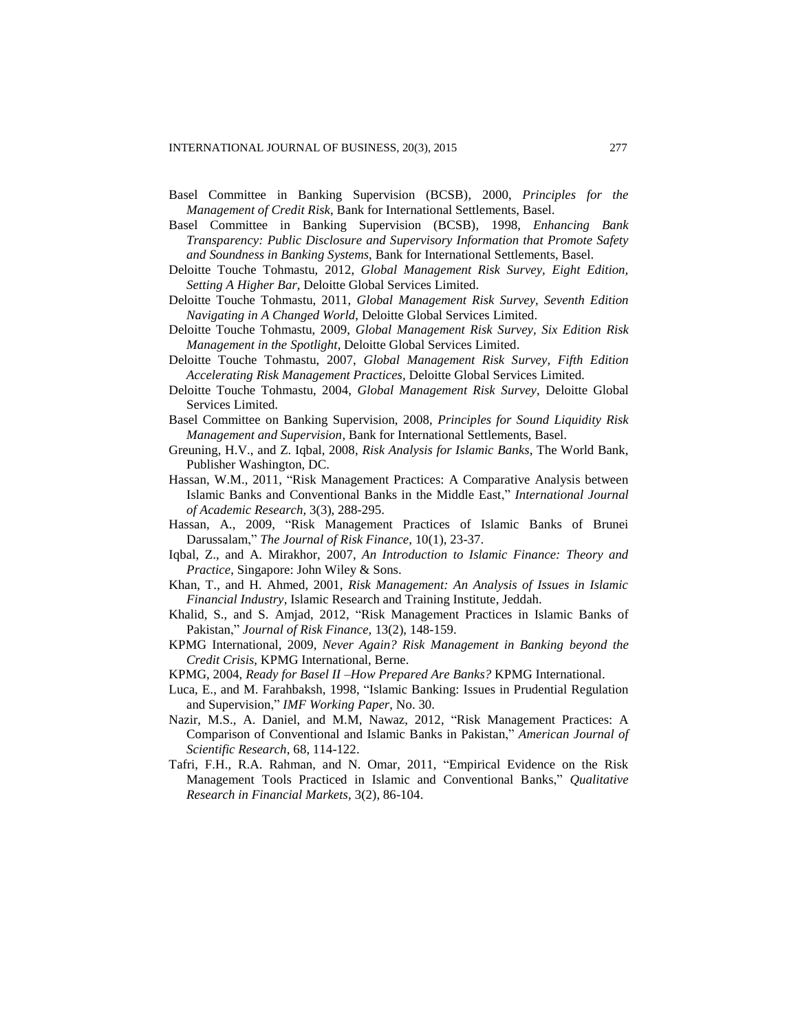Basel Committee in Banking Supervision (BCSB), 2000, *Principles for the Management of Credit Risk*, Bank for International Settlements, Basel.

Basel Committee in Banking Supervision (BCSB), 1998, *Enhancing Bank Transparency: Public Disclosure and Supervisory Information that Promote Safety and Soundness in Banking Systems*, Bank for International Settlements, Basel.

Deloitte Touche Tohmastu, 2012, *Global Management Risk Survey, Eight Edition, Setting A Higher Bar*, Deloitte Global Services Limited.

Deloitte Touche Tohmastu, 2011, *Global Management Risk Survey, Seventh Edition Navigating in A Changed World*, Deloitte Global Services Limited.

Deloitte Touche Tohmastu, 2009, *Global Management Risk Survey, Six Edition Risk Management in the Spotlight*, Deloitte Global Services Limited.

Deloitte Touche Tohmastu, 2007, *Global Management Risk Survey, Fifth Edition Accelerating Risk Management Practices*, Deloitte Global Services Limited.

Deloitte Touche Tohmastu, 2004, *Global Management Risk Survey*, Deloitte Global Services Limited.

Basel Committee on Banking Supervision, 2008, *Principles for Sound Liquidity Risk Management and Supervision*, Bank for International Settlements, Basel.

Greuning, H.V., and Z. Iqbal, 2008, *Risk Analysis for Islamic Banks*, The World Bank, Publisher Washington, DC.

Hassan, W.M., 2011, "Risk Management Practices: A Comparative Analysis between Islamic Banks and Conventional Banks in the Middle East," *International Journal of Academic Research*, 3(3), 288-295.

Hassan, A., 2009, "Risk Management Practices of Islamic Banks of Brunei Darussalam," *The Journal of Risk Finance*, 10(1), 23-37.

Iqbal, Z., and A. Mirakhor, 2007, *An Introduction to Islamic Finance: Theory and Practice*, Singapore: John Wiley & Sons.

Khan, T., and H. Ahmed, 2001, *Risk Management: An Analysis of Issues in Islamic Financial Industry*, Islamic Research and Training Institute, Jeddah.

Khalid, S., and S. Amjad, 2012, "Risk Management Practices in Islamic Banks of Pakistan," *Journal of Risk Finance*, 13(2), 148-159.

KPMG International, 2009, *Never Again? Risk Management in Banking beyond the Credit Crisis*, KPMG International, Berne.

KPMG, 2004, *Ready for Basel II –How Prepared Are Banks?* KPMG International.

Luca, E., and M. Farahbaksh, 1998, "Islamic Banking: Issues in Prudential Regulation and Supervision," *IMF Working Paper*, No. 30.

Nazir, M.S., A. Daniel, and M.M, Nawaz, 2012, "Risk Management Practices: A Comparison of Conventional and Islamic Banks in Pakistan," *American Journal of Scientific Research*, 68, 114-122.

Tafri, F.H., R.A. Rahman, and N. Omar, 2011, "Empirical Evidence on the Risk Management Tools Practiced in Islamic and Conventional Banks," *Qualitative Research in Financial Markets*, 3(2), 86-104.